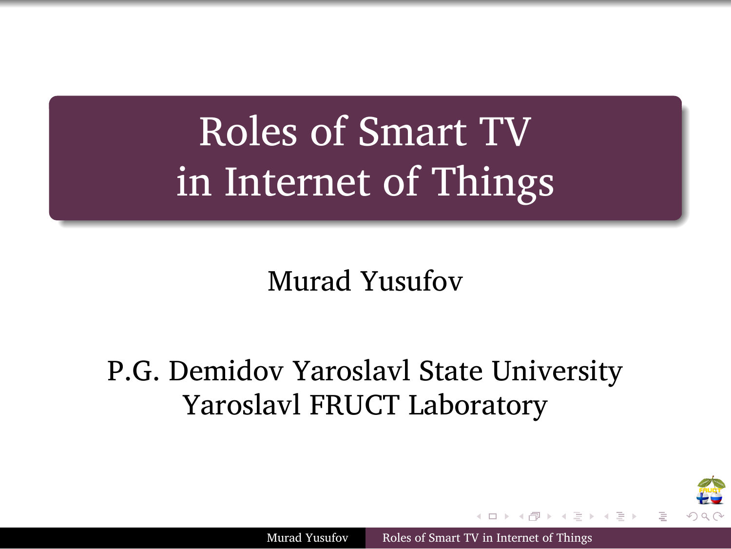# Roles of Smart TV in Internet of Things

Murad Yusufov

P.G. Demidov Yaroslavl State University
Yaroslavl FRUCT Laboratory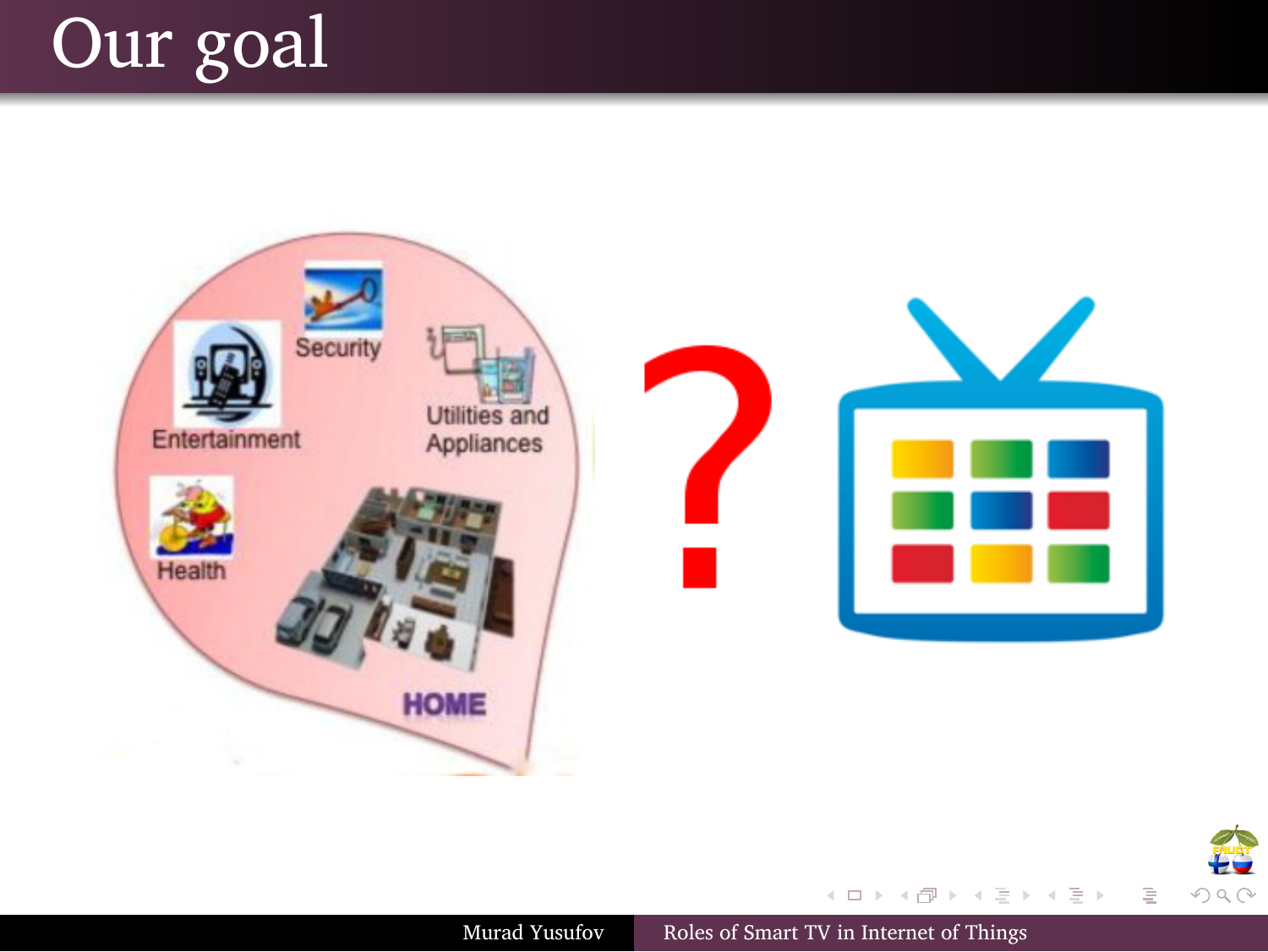# Our goal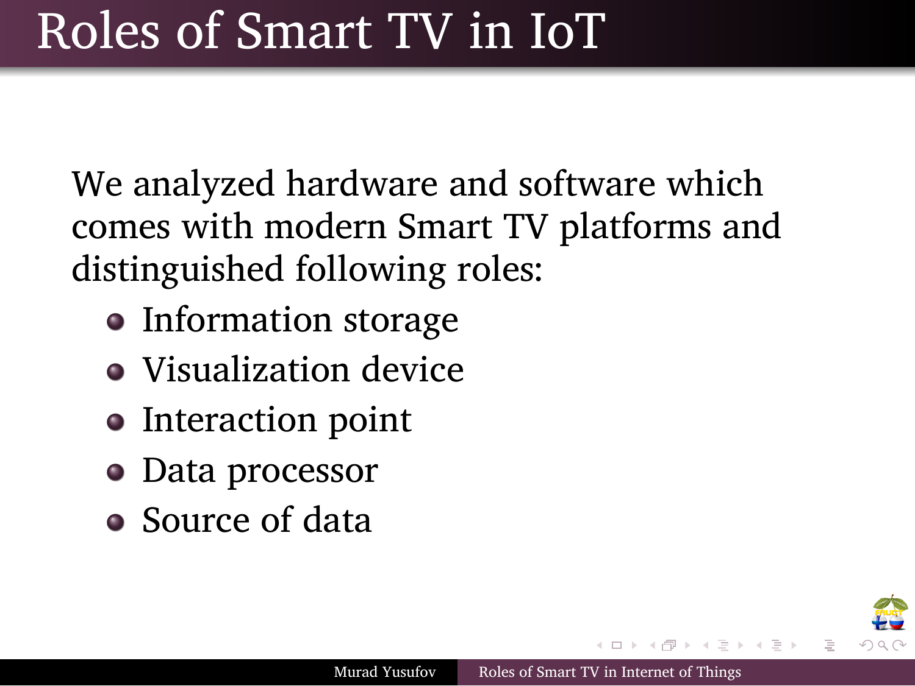# Roles of Smart TV in IoT

We analyzed hardware and software which comes with modern Smart TV platforms and distinguished following roles:

- Information storage
- Visualization device
- Interaction point
- Data processor
- Source of data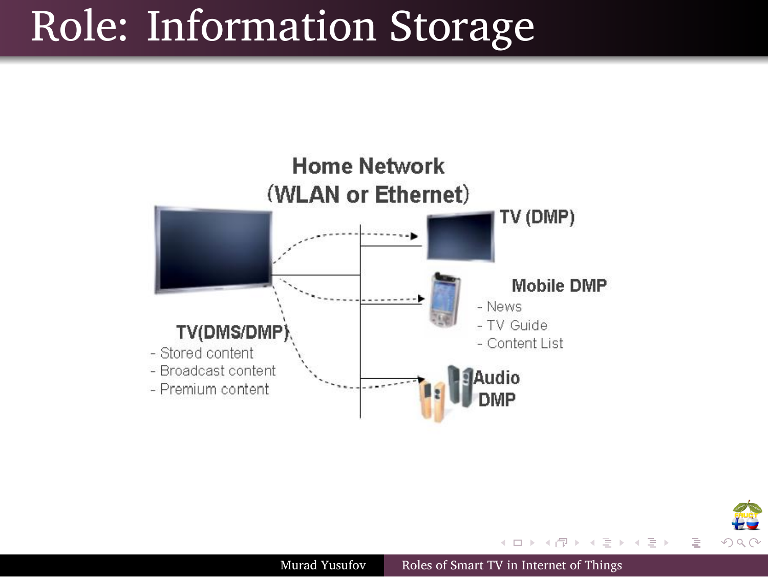# Role: Information Storage

Home Network
(WLAN or Ethernet)

TV (DMP)

Mobile DMP
- News
- TV Guide
- Content List

TV(DMS/DMP)
- Stored content
- Broadcast content
- Premium content

Audio DMP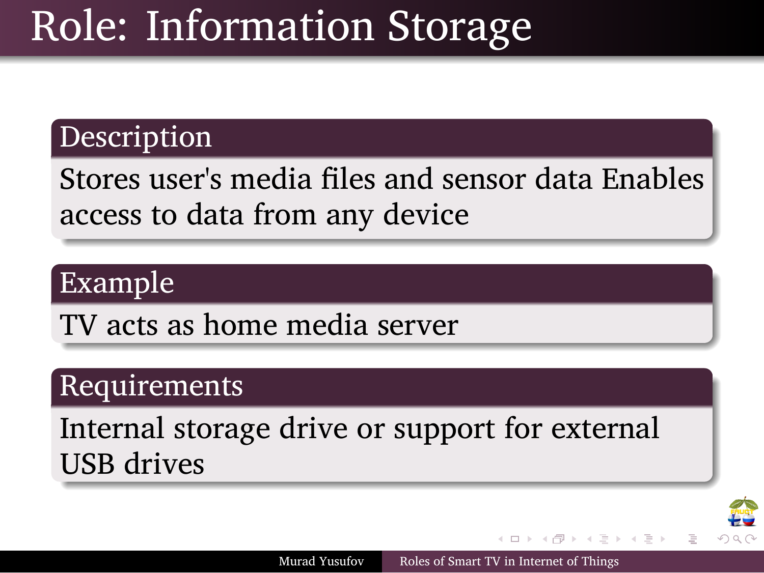# Role: Information Storage

## Description

Stores user's media files and sensor data Enables access to data from any device

## Example

TV acts as home media server

## Requirements

Internal storage drive or support for external USB drives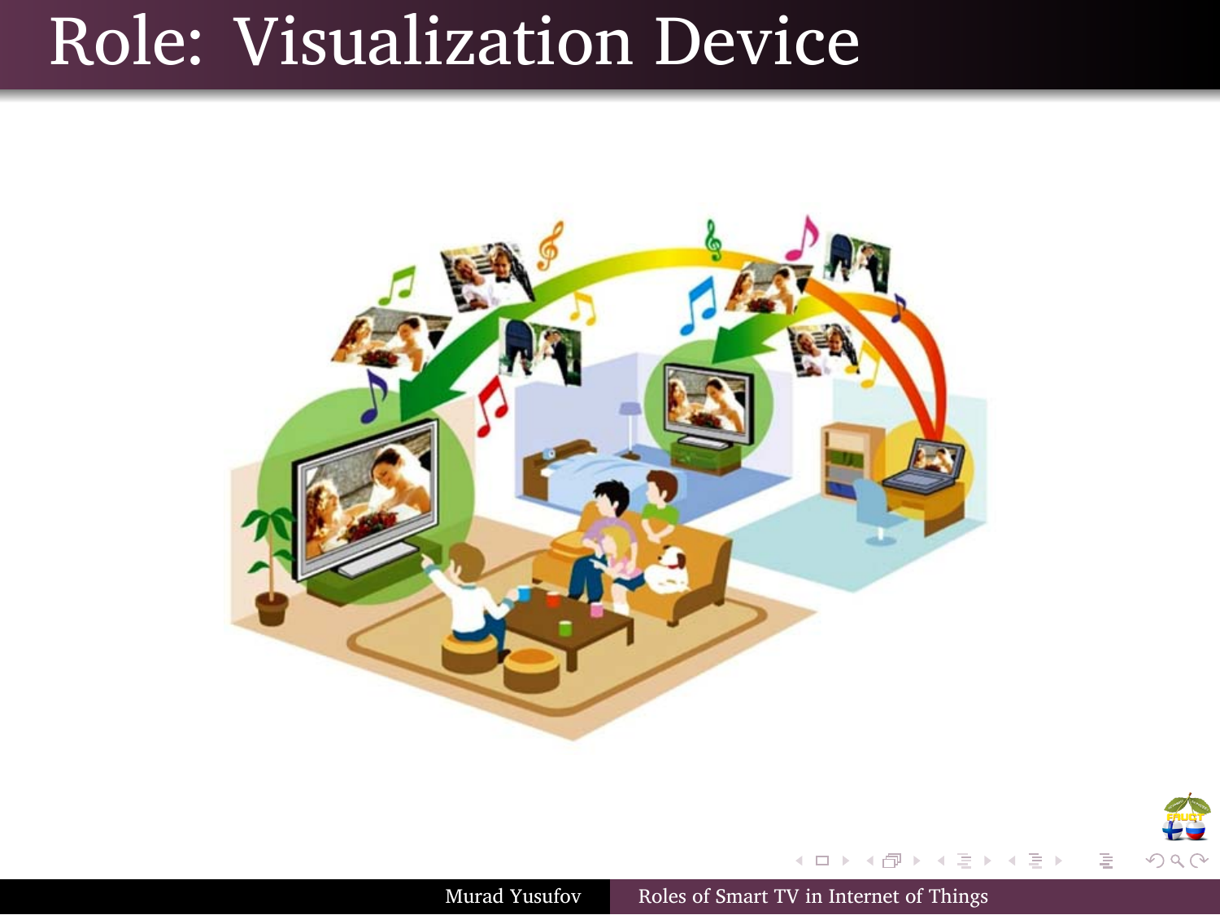# Role: Visualization Device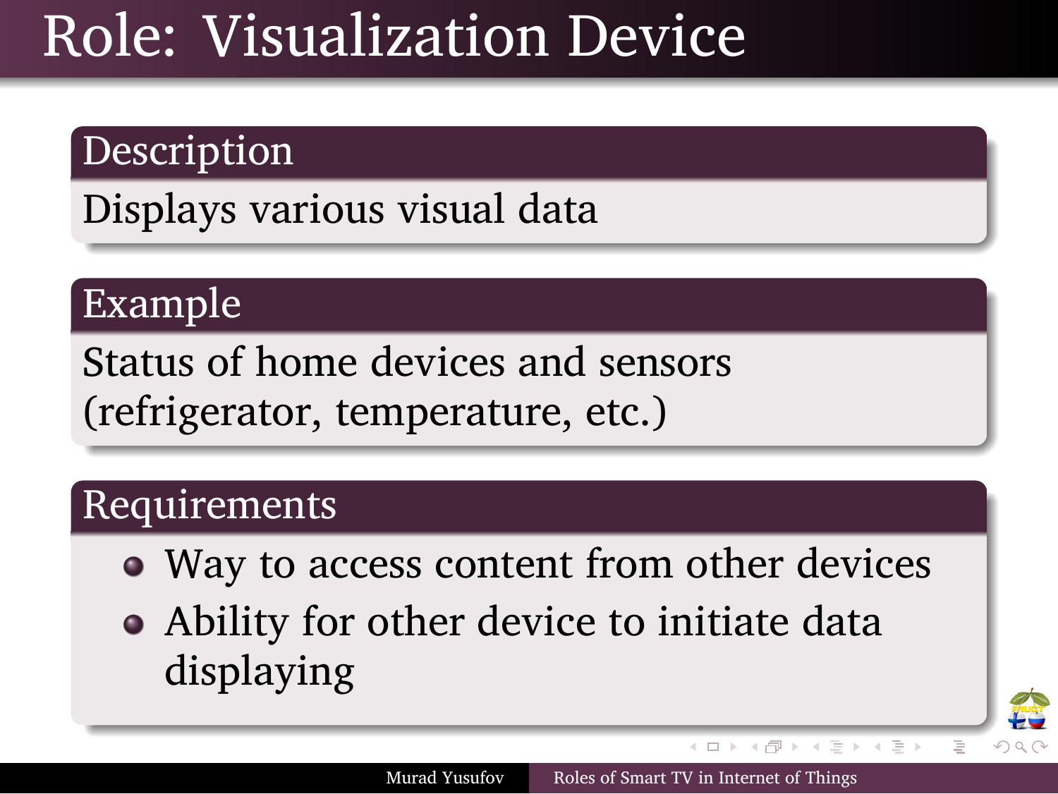# Role: Visualization Device

## Description

Displays various visual data

## Example

Status of home devices and sensors (refrigerator, temperature, etc.)

## Requirements

- Way to access content from other devices
- Ability for other device to initiate data displaying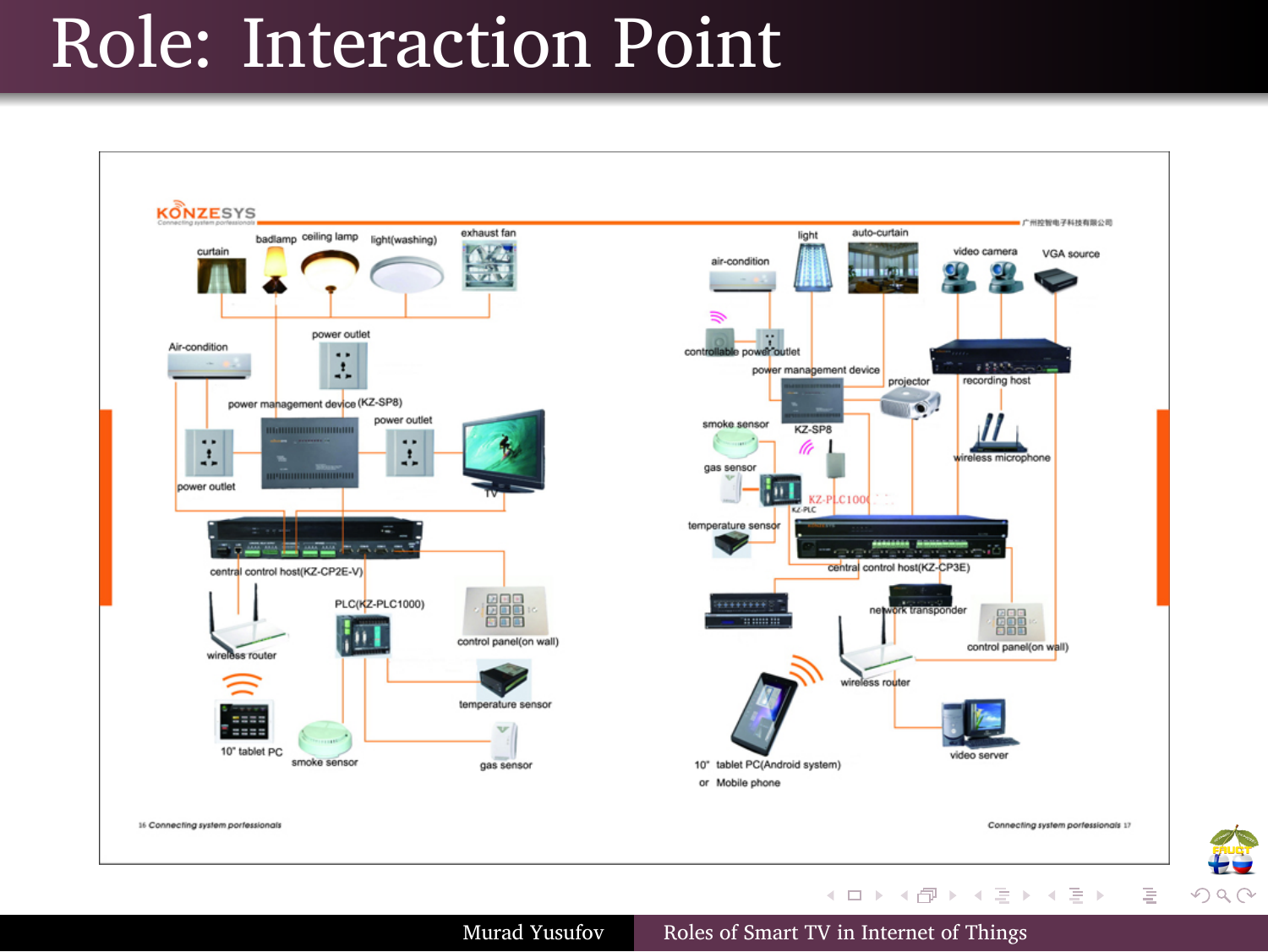# Role: Interaction Point

KONZESYS

curtain, badlamp, ceiling lamp, light(washing), exhaust fan

Air-condition, power outlet

power management device (KZ-SP8), power outlet, TV

power outlet

central control host(KZ-CP2E-V)

wireless router, PLC(KZ-PLC1000), control panel(on wall)

temperature sensor

10" tablet PC, smoke sensor, gas sensor

light, auto-curtain, air-condition, video camera, VGA source

controllable power outlet, power management device, recording host

projector, smoke sensor, KZ-SP8, wireless microphone

gas sensor, KZ-PLC1000

temperature sensor, central control host(KZ-CP3E)

network transponder, control panel(on wall)

wireless router

video server

10" tablet PC(Android system) or Mobile phone

16 Connecting system porfessionals

Connecting system porfessionals 17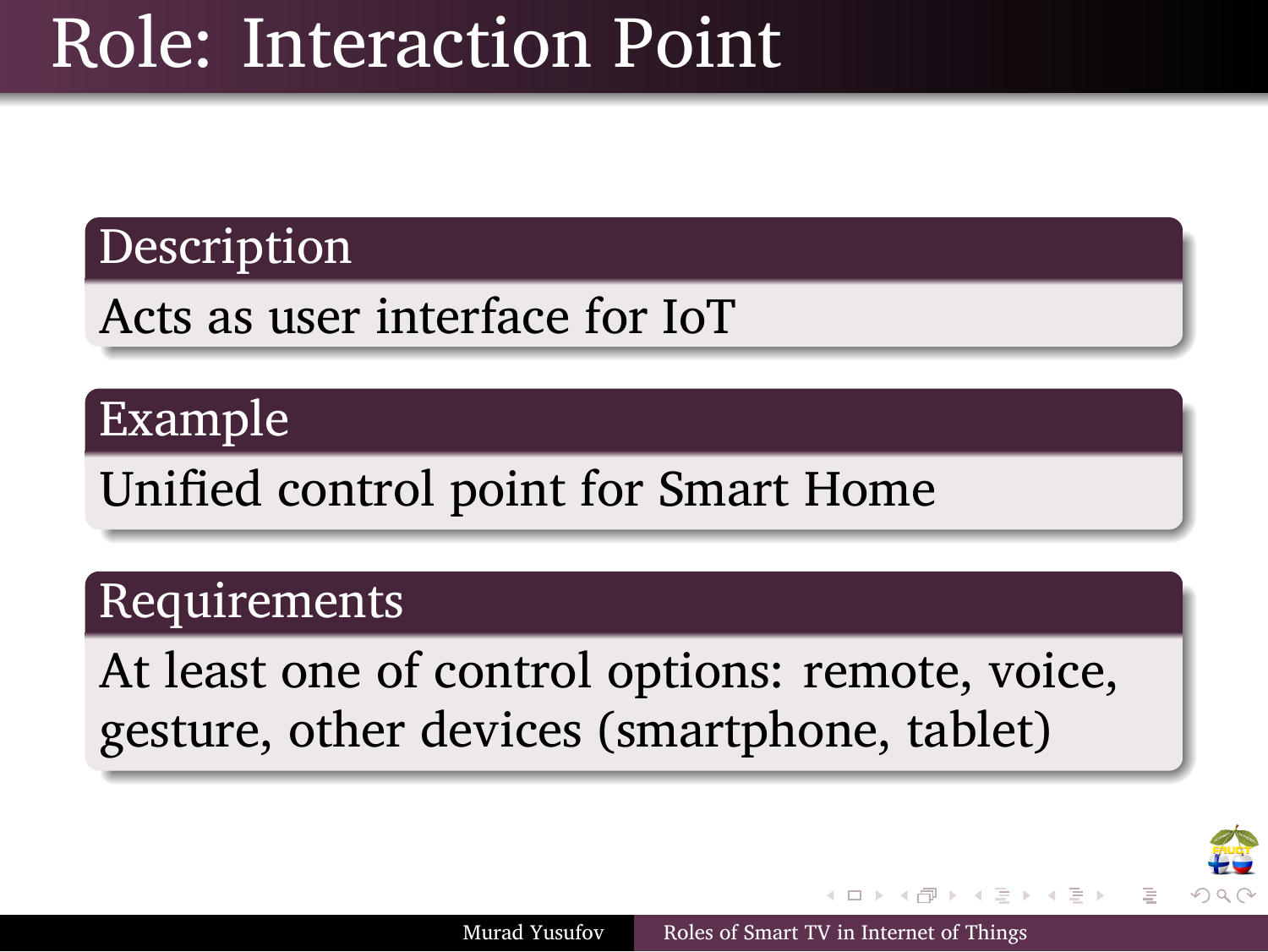# Role: Interaction Point

## Description

Acts as user interface for IoT

## Example

Unified control point for Smart Home

## Requirements

At least one of control options: remote, voice, gesture, other devices (smartphone, tablet)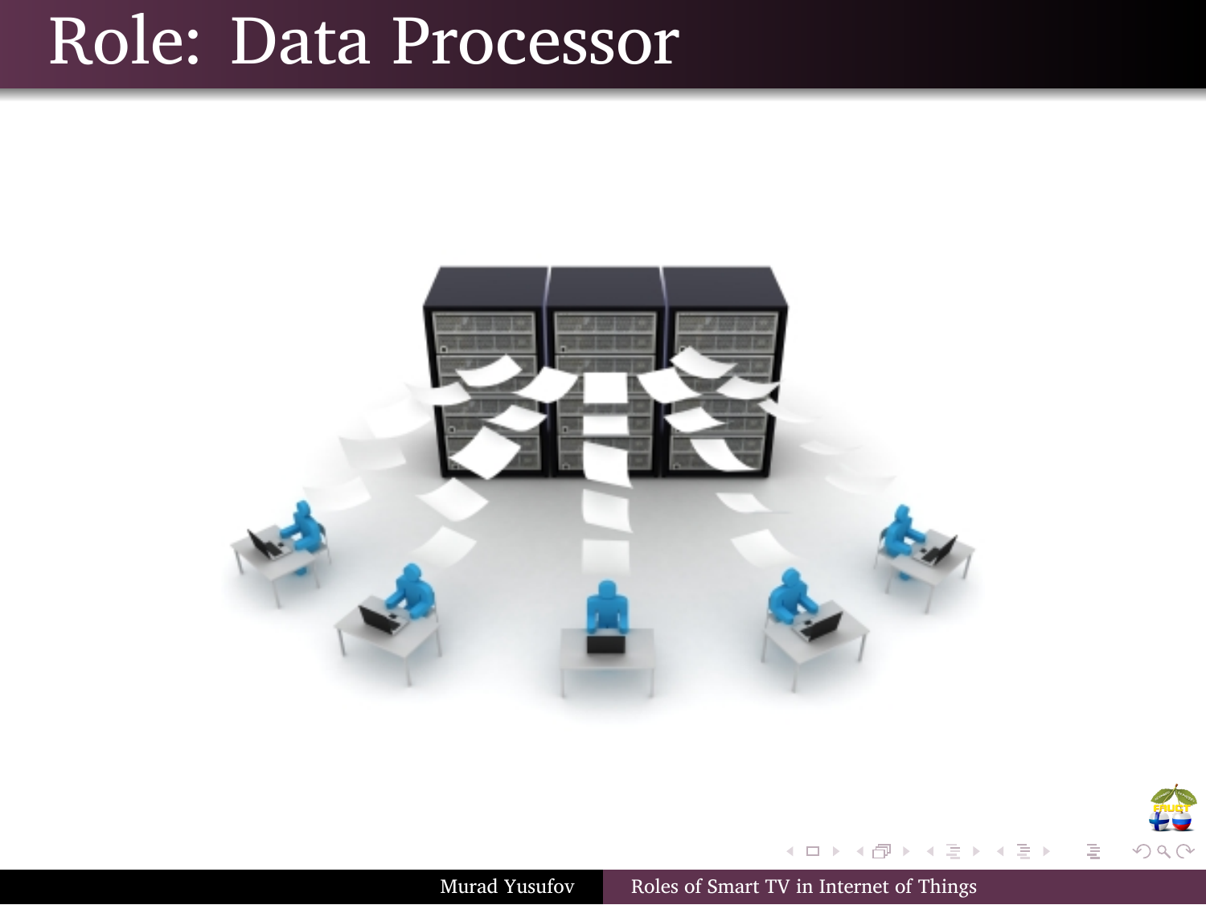# Role: Data Processor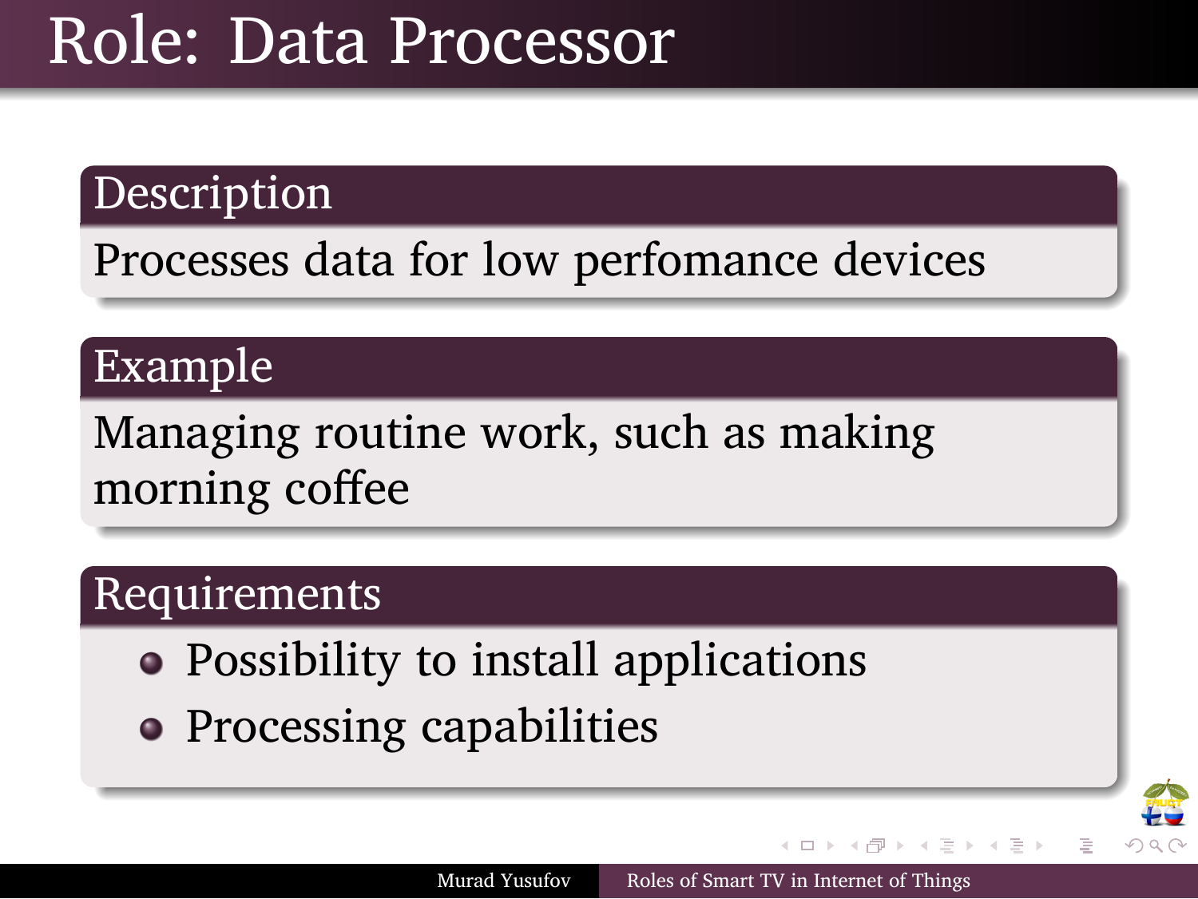# Role: Data Processor

### Description

Processes data for low perfomance devices

### Example

Managing routine work, such as making morning coffee

### Requirements

- Possibility to install applications
- Processing capabilities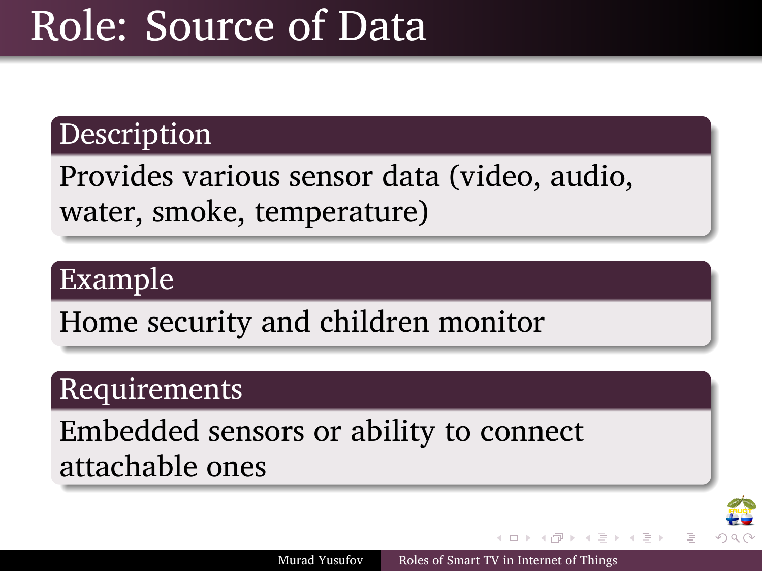# Role: Source of Data

## Description

Provides various sensor data (video, audio, water, smoke, temperature)

## Example

Home security and children monitor

## Requirements

Embedded sensors or ability to connect attachable ones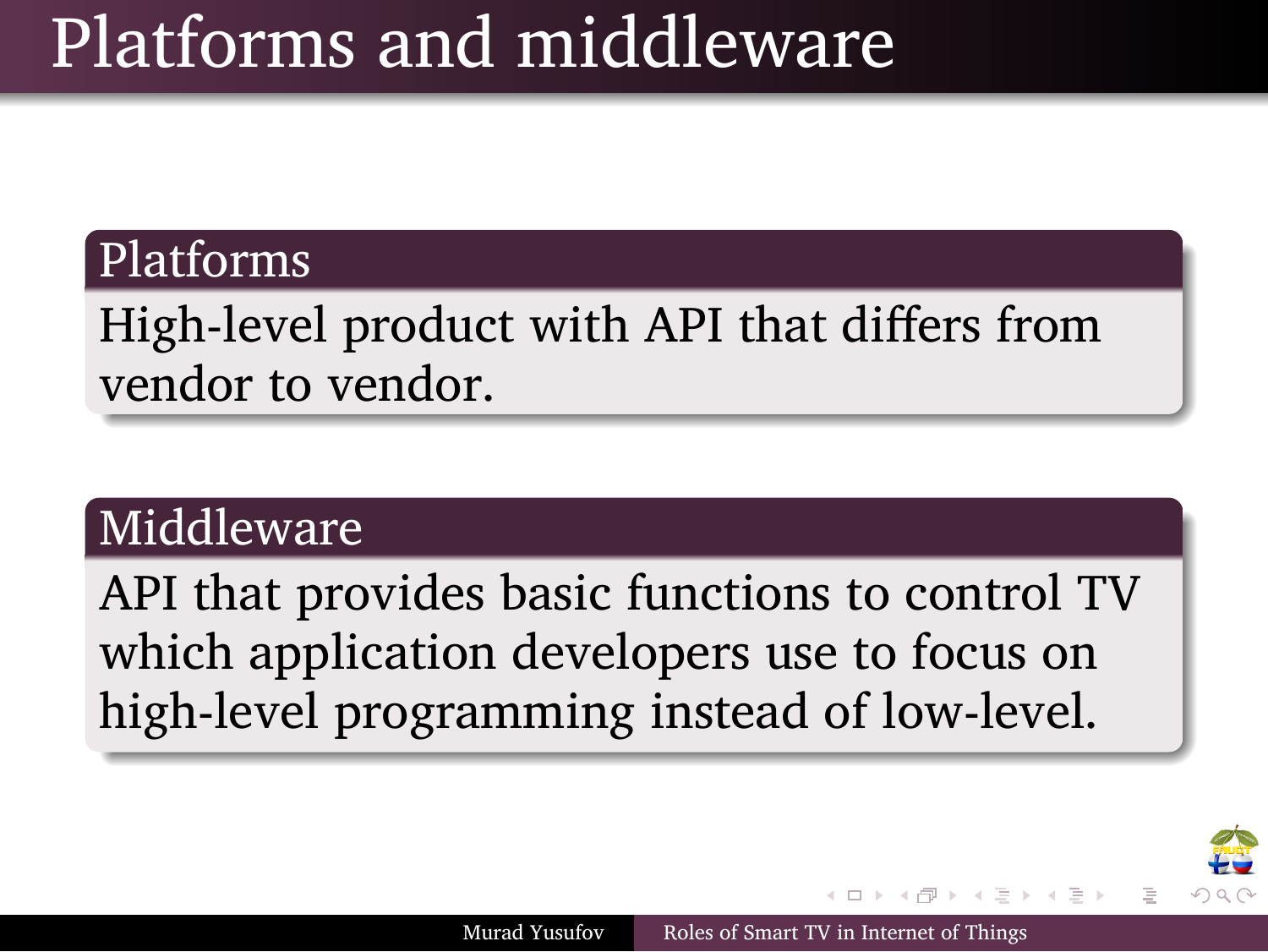# Platforms and middleware

## Platforms

High-level product with API that differs from vendor to vendor.

## Middleware

API that provides basic functions to control TV which application developers use to focus on high-level programming instead of low-level.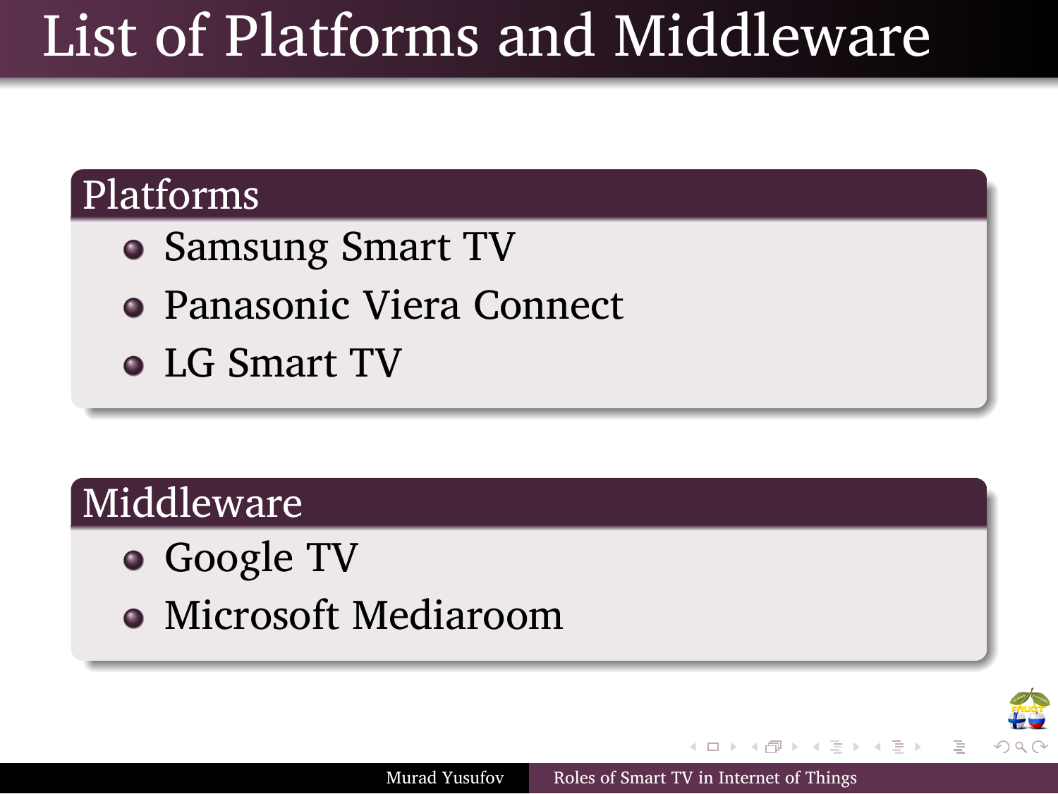# List of Platforms and Middleware

## Platforms

- Samsung Smart TV
- Panasonic Viera Connect
- LG Smart TV

## Middleware

- Google TV
- Microsoft Mediaroom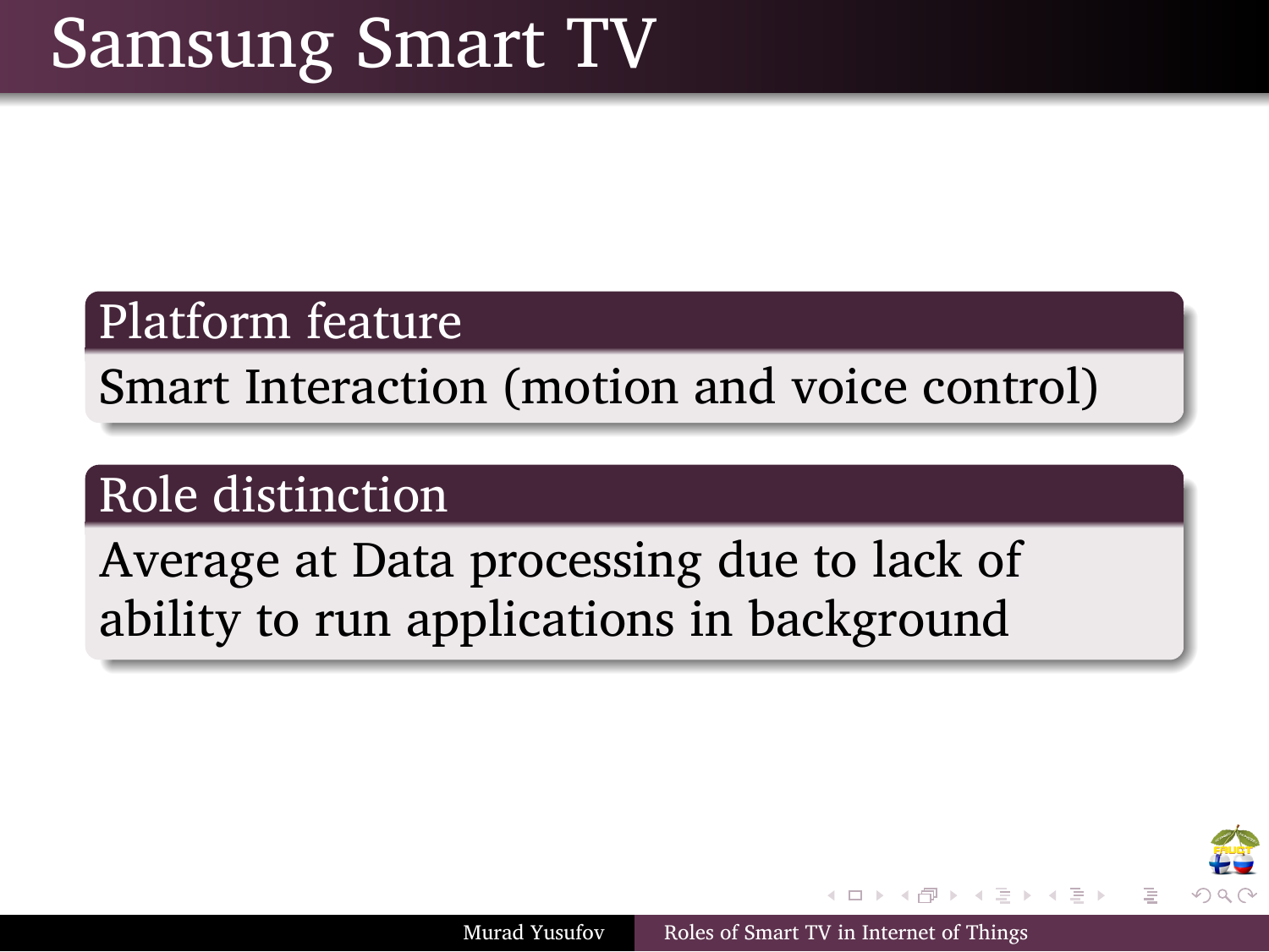# Samsung Smart TV

### Platform feature

Smart Interaction (motion and voice control)

### Role distinction

Average at Data processing due to lack of ability to run applications in background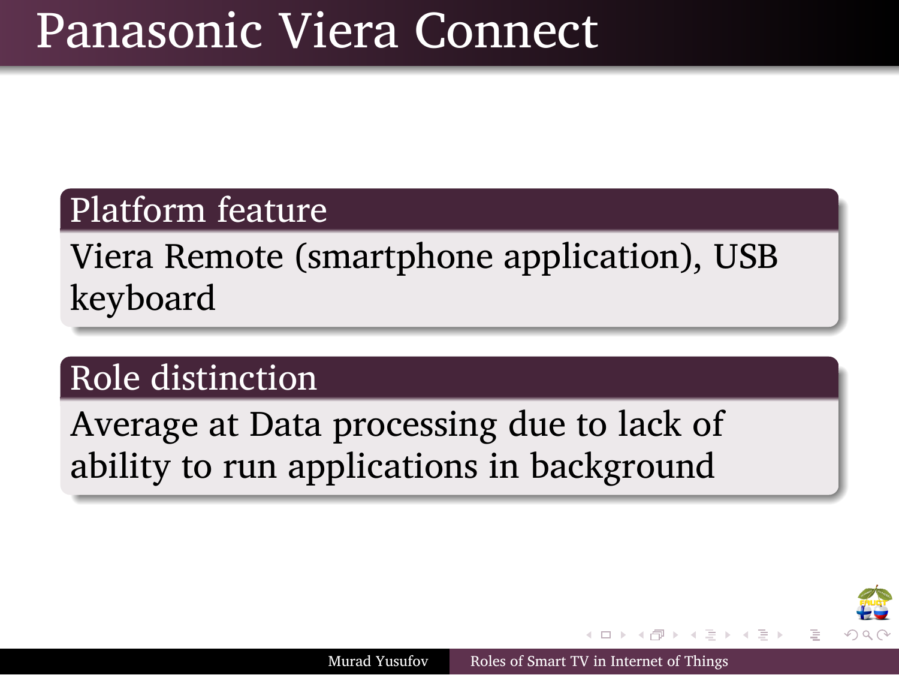# Panasonic Viera Connect

## Platform feature

Viera Remote (smartphone application), USB keyboard

## Role distinction

Average at Data processing due to lack of ability to run applications in background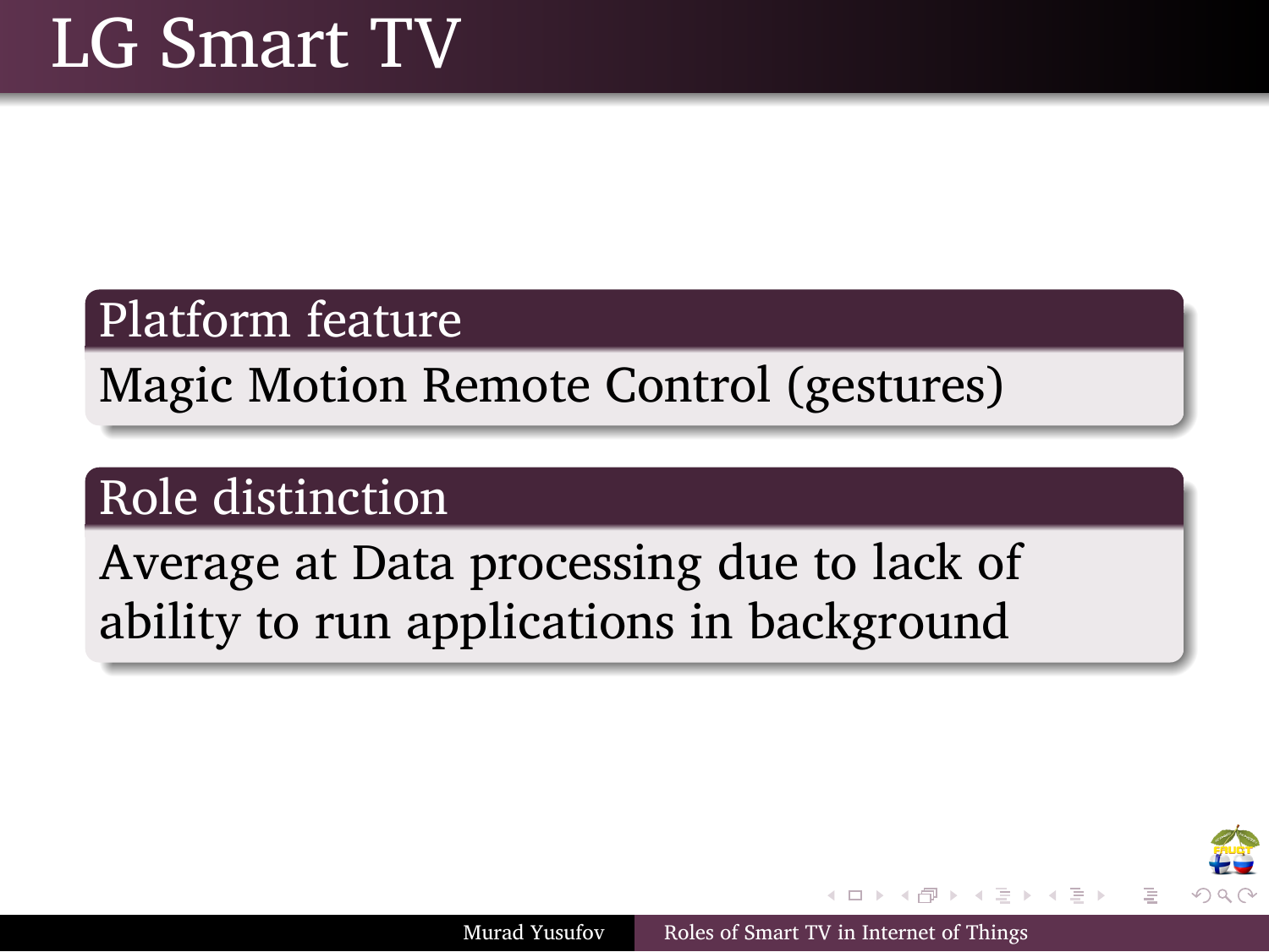# LG Smart TV

### Platform feature

Magic Motion Remote Control (gestures)

### Role distinction

Average at Data processing due to lack of ability to run applications in background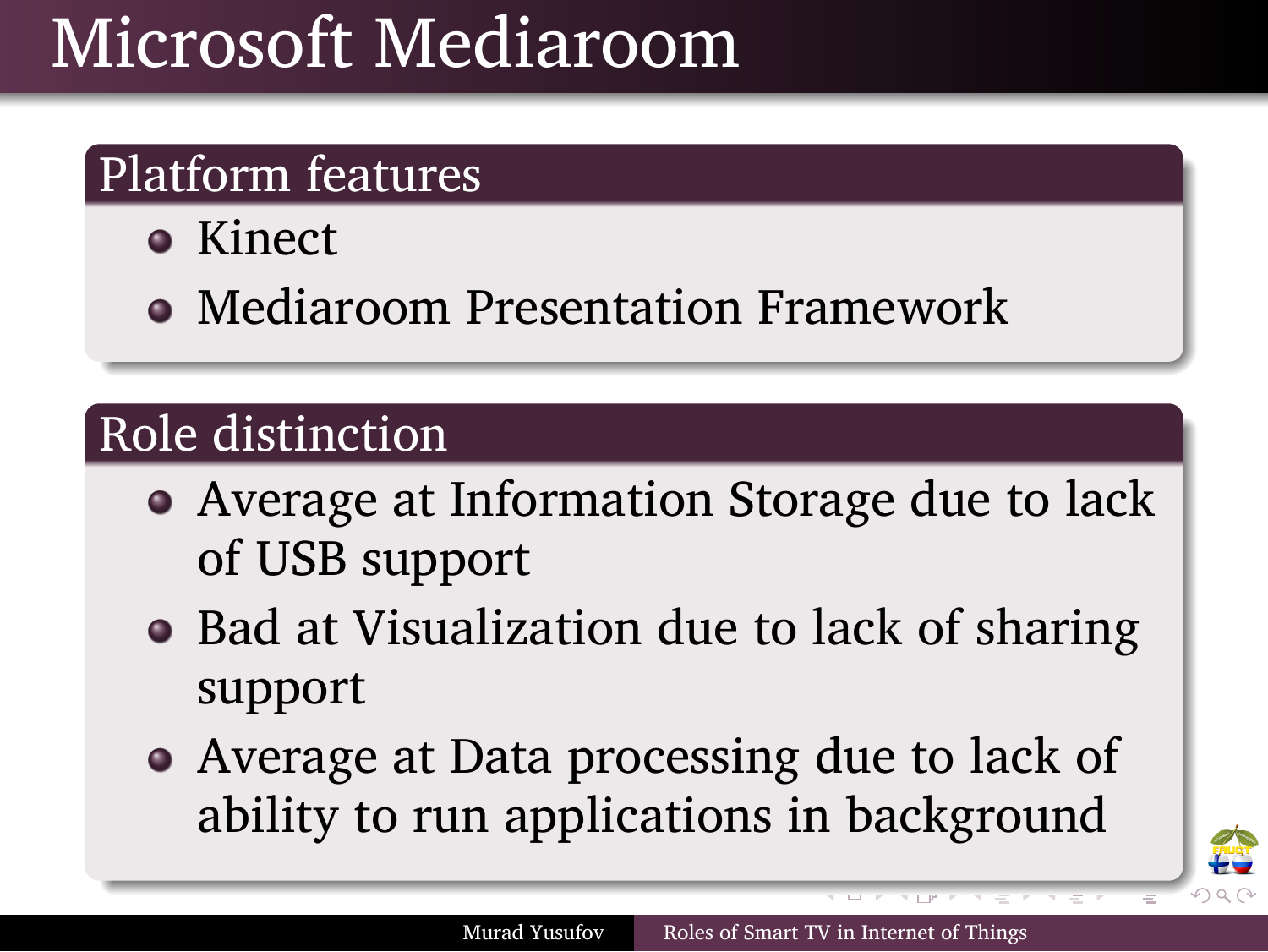# Microsoft Mediaroom

## Platform features

- Kinect
- Mediaroom Presentation Framework

## Role distinction

- Average at Information Storage due to lack of USB support
- Bad at Visualization due to lack of sharing support
- Average at Data processing due to lack of ability to run applications in background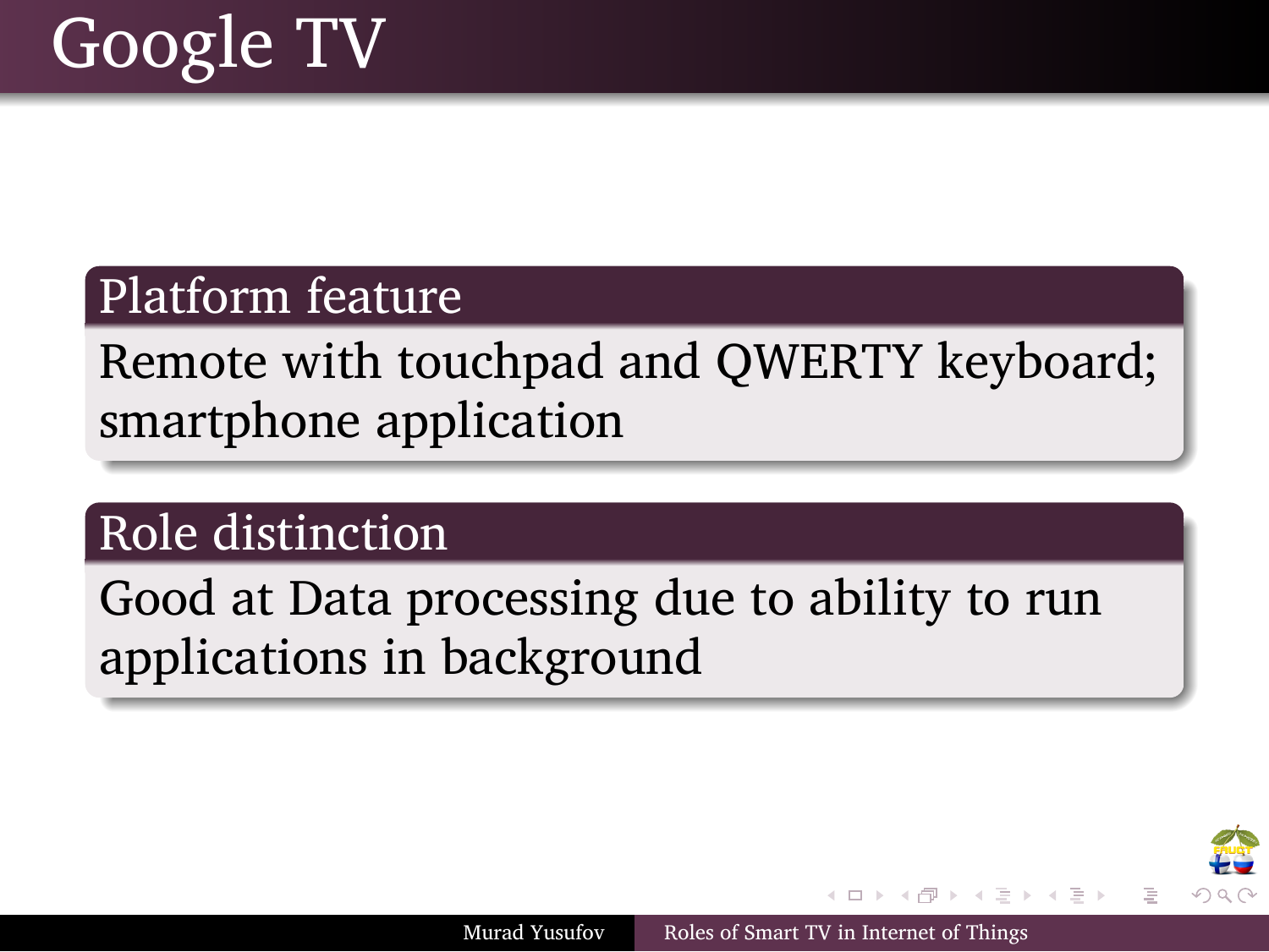# Google TV

### Platform feature

Remote with touchpad and QWERTY keyboard; smartphone application

### Role distinction

Good at Data processing due to ability to run applications in background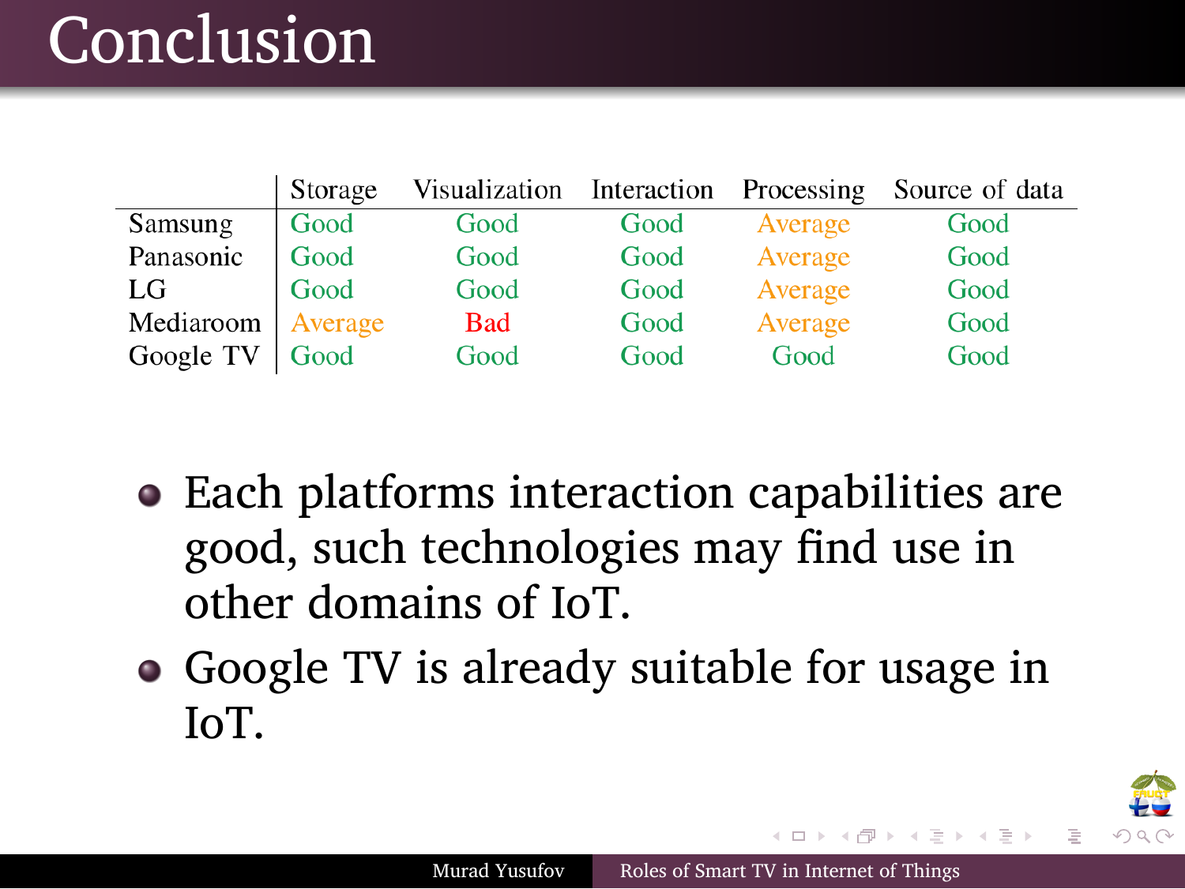# Conclusion

| | Storage | Visualization | Interaction | Processing | Source of data |
|---|---|---|---|---|---|
| Samsung | Good | Good | Good | Average | Good |
| Panasonic | Good | Good | Good | Average | Good |
| LG | Good | Good | Good | Average | Good |
| Mediaroom | Average | Bad | Good | Average | Good |
| Google TV | Good | Good | Good | Good | Good |

- Each platforms interaction capabilities are good, such technologies may find use in other domains of IoT.
- Google TV is already suitable for usage in IoT.